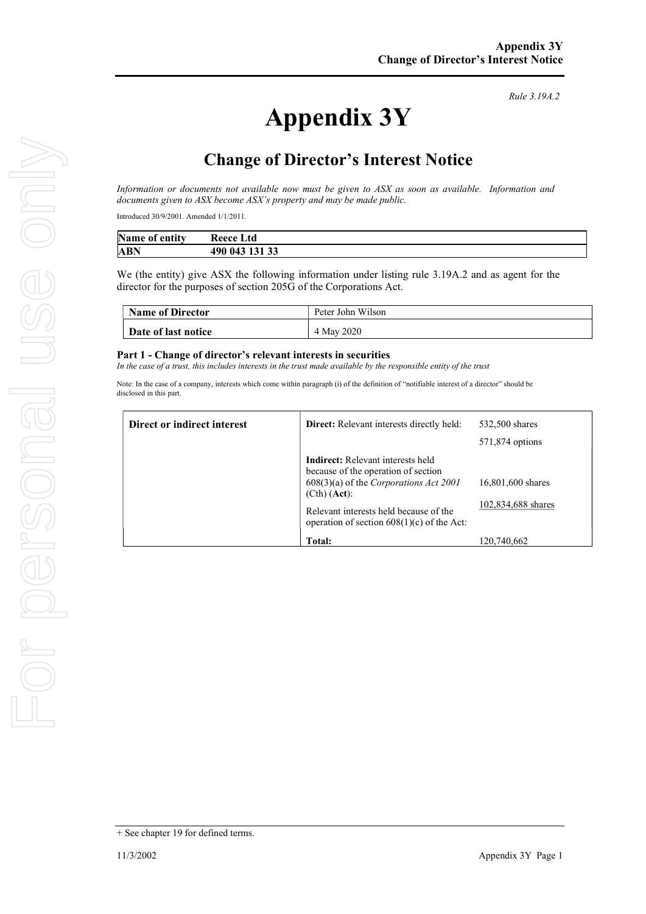*Rule 3.19A.2*

# Appendix 3Y

## Change of Director's Interest Notice

*Information or documents not available now must be given to ASX as soon as available. Information and documents given to ASX become ASX's property and may be made public.*

Introduced 30/9/2001. Amended 1/1/2011.

| | |
|---|---|
| **Name of entity** | **Reece Ltd** |
| **ABN** | **490 043 131 33** |

We (the entity) give ASX the following information under listing rule 3.19A.2 and as agent for the director for the purposes of section 205G of the Corporations Act.

| | |
|---|---|
| **Name of Director** | Peter John Wilson |
| **Date of last notice** | 4 May 2020 |

#### Part 1 - Change of director's relevant interests in securities

*In the case of a trust, this includes interests in the trust made available by the responsible entity of the trust*

Note: In the case of a company, interests which come within paragraph (i) of the definition of "notifiable interest of a director" should be disclosed in this part.

| | | |
|---|---|---|
| **Direct or indirect interest** | **Direct:** Relevant interests directly held: | 532,500 shares<br>571,874 options |
| | **Indirect:** Relevant interests held because of the operation of section 608(3)(a) of the *Corporations Act 2001* (Cth) (**Act**): | 16,801,600 shares |
| | Relevant interests held because of the operation of section 608(1)(c) of the Act: | 102,834,688 shares |
| | **Total:** | 120,740,662 |

+ See chapter 19 for defined terms.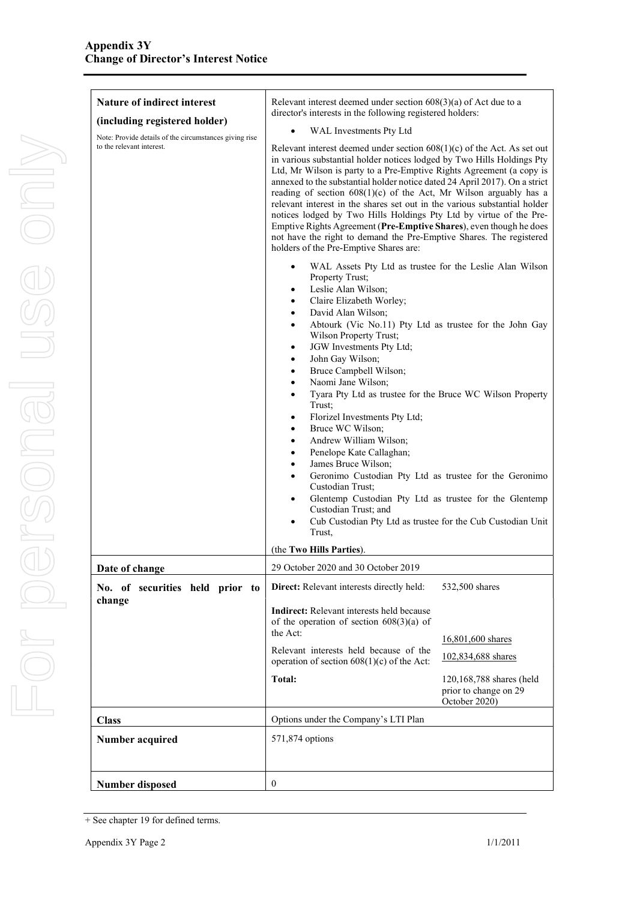## Appendix 3Y
## Change of Director's Interest Notice

| | |
|---|---|
| **Nature of indirect interest (including registered holder)**<br>Note: Provide details of the circumstances giving rise to the relevant interest. | Relevant interest deemed under section 608(3)(a) of Act due to a director's interests in the following registered holders:<br>• WAL Investments Pty Ltd<br><br>Relevant interest deemed under section 608(1)(c) of the Act. As set out in various substantial holder notices lodged by Two Hills Holdings Pty Ltd, Mr Wilson is party to a Pre-Emptive Rights Agreement (a copy is annexed to the substantial holder notice dated 24 April 2017). On a strict reading of section 608(1)(c) of the Act, Mr Wilson arguably has a relevant interest in the shares set out in the various substantial holder notices lodged by Two Hills Holdings Pty Ltd by virtue of the Pre-Emptive Rights Agreement (**Pre-Emptive Shares**), even though he does not have the right to demand the Pre-Emptive Shares. The registered holders of the Pre-Emptive Shares are:<br>• WAL Assets Pty Ltd as trustee for the Leslie Alan Wilson Property Trust;<br>• Leslie Alan Wilson;<br>• Claire Elizabeth Worley;<br>• David Alan Wilson;<br>• Abtourk (Vic No.11) Pty Ltd as trustee for the John Gay Wilson Property Trust;<br>• JGW Investments Pty Ltd;<br>• John Gay Wilson;<br>• Bruce Campbell Wilson;<br>• Naomi Jane Wilson;<br>• Tyara Pty Ltd as trustee for the Bruce WC Wilson Property Trust;<br>• Florizel Investments Pty Ltd;<br>• Bruce WC Wilson;<br>• Andrew William Wilson;<br>• Penelope Kate Callaghan;<br>• James Bruce Wilson;<br>• Geronimo Custodian Pty Ltd as trustee for the Geronimo Custodian Trust;<br>• Glentemp Custodian Pty Ltd as trustee for the Glentemp Custodian Trust; and<br>• Cub Custodian Pty Ltd as trustee for the Cub Custodian Unit Trust,<br><br>(the **Two Hills Parties**). |
| **Date of change** | 29 October 2020 and 30 October 2019 |
| **No. of securities held prior to change** | **Direct:** Relevant interests directly held: 532,500 shares<br><br>**Indirect:** Relevant interests held because of the operation of section 608(3)(a) of the Act: 16,801,600 shares<br><br>Relevant interests held because of the operation of section 608(1)(c) of the Act: 102,834,688 shares<br><br>**Total:** 120,168,788 shares (held prior to change on 29 October 2020) |
| **Class** | Options under the Company's LTI Plan |
| **Number acquired** | 571,874 options |
| **Number disposed** | 0 |

+ See chapter 19 for defined terms.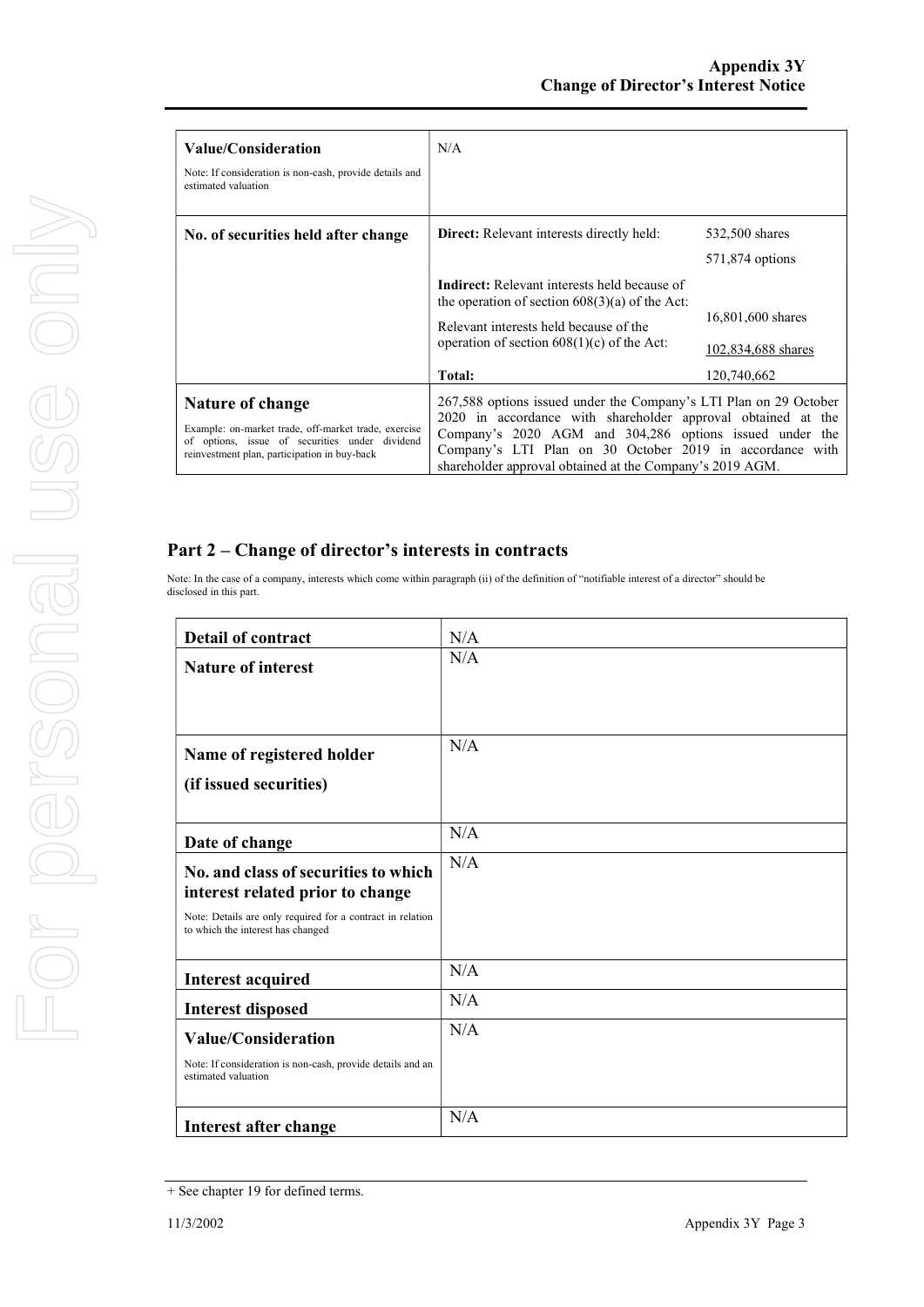| | |
|---|---|
| **Value/Consideration**<br>Note: If consideration is non-cash, provide details and estimated valuation | N/A |
| **No. of securities held after change** | **Direct:** Relevant interests directly held: 532,500 shares<br>571,874 options<br>**Indirect:** Relevant interests held because of the operation of section 608(3)(a) of the Act: 16,801,600 shares<br>Relevant interests held because of the operation of section 608(1)(c) of the Act: 102,834,688 shares<br>**Total:** 120,740,662 |
| **Nature of change**<br>Example: on-market trade, off-market trade, exercise of options, issue of securities under dividend reinvestment plan, participation in buy-back | 267,588 options issued under the Company's LTI Plan on 29 October 2020 in accordance with shareholder approval obtained at the Company's 2020 AGM and 304,286 options issued under the Company's LTI Plan on 30 October 2019 in accordance with shareholder approval obtained at the Company's 2019 AGM. |

## Part 2 – Change of director's interests in contracts

Note: In the case of a company, interests which come within paragraph (ii) of the definition of "notifiable interest of a director" should be disclosed in this part.

| | |
|---|---|
| **Detail of contract** | N/A |
| **Nature of interest** | N/A |
| **Name of registered holder (if issued securities)** | N/A |
| **Date of change** | N/A |
| **No. and class of securities to which interest related prior to change**<br>Note: Details are only required for a contract in relation to which the interest has changed | N/A |
| **Interest acquired** | N/A |
| **Interest disposed** | N/A |
| **Value/Consideration**<br>Note: If consideration is non-cash, provide details and an estimated valuation | N/A |
| **Interest after change** | N/A |

+ See chapter 19 for defined terms.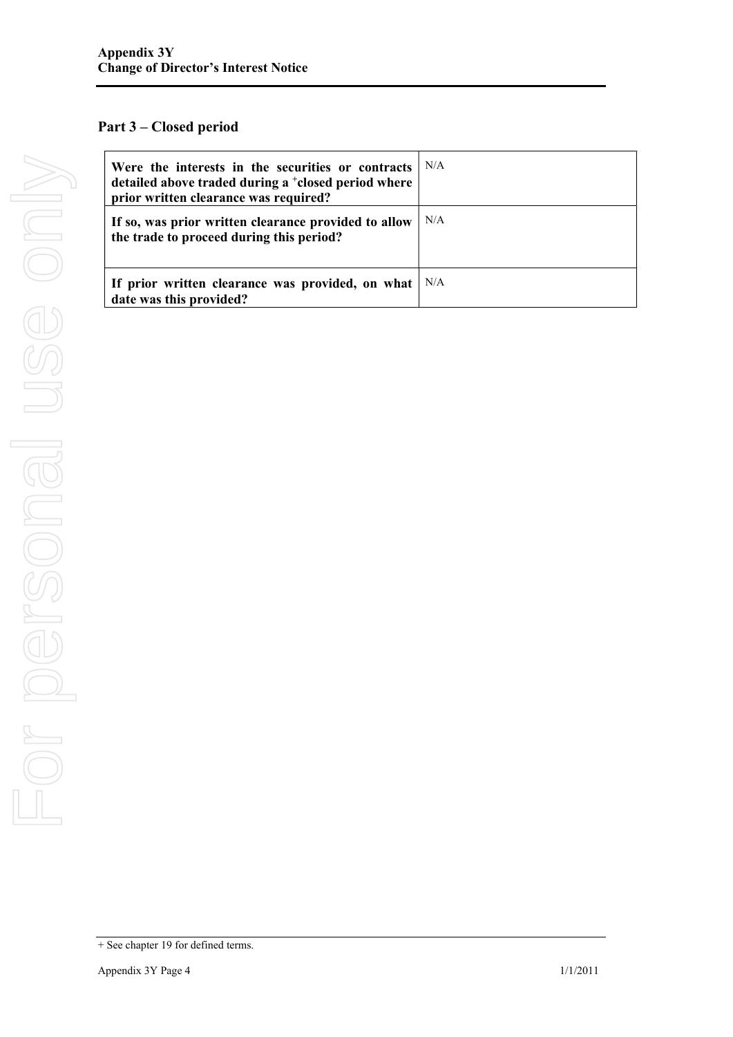## Part 3 – Closed period

| | |
|---|---|
| **Were the interests in the securities or contracts detailed above traded during a +closed period where prior written clearance was required?** | N/A |
| **If so, was prior written clearance provided to allow the trade to proceed during this period?** | N/A |
| **If prior written clearance was provided, on what date was this provided?** | N/A |

+ See chapter 19 for defined terms.